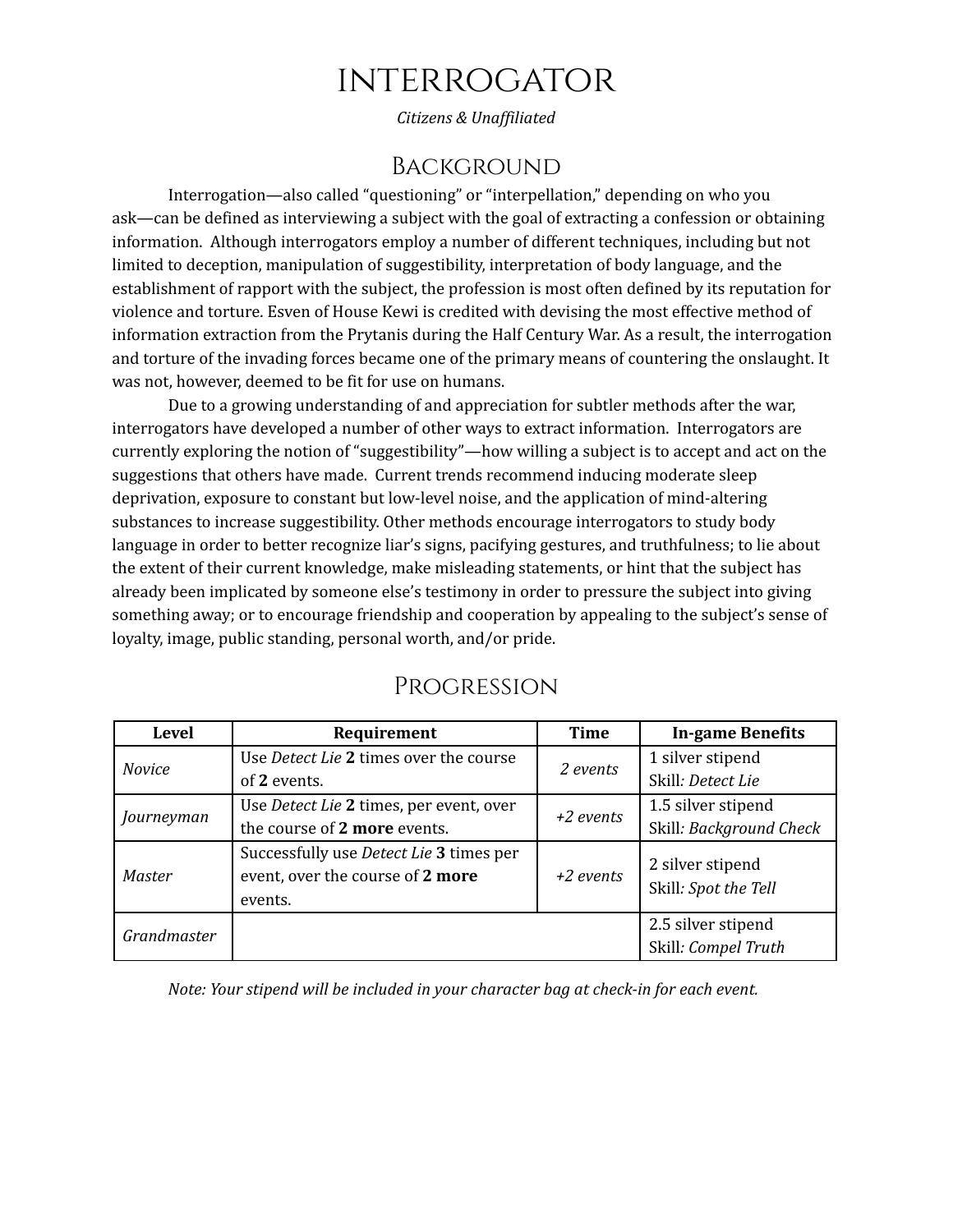# Interrogator

*Citizens & Unaffiliated*

## Background

Interrogation—also called "questioning" or "interpellation," depending on who you ask—can be defined as interviewing a subject with the goal of extracting a confession or obtaining information. Although interrogators employ a number of different techniques, including but not limited to deception, manipulation of suggestibility, interpretation of body language, and the establishment of rapport with the subject, the profession is most often defined by its reputation for violence and torture. Esven of House Kewi is credited with devising the most effective method of information extraction from the Prytanis during the Half Century War. As a result, the interrogation and torture of the invading forces became one of the primary means of countering the onslaught. It was not, however, deemed to be fit for use on humans.

Due to a growing understanding of and appreciation for subtler methods after the war, interrogators have developed a number of other ways to extract information. Interrogators are currently exploring the notion of "suggestibility"—how willing a subject is to accept and act on the suggestions that others have made. Current trends recommend inducing moderate sleep deprivation, exposure to constant but low-level noise, and the application of mind-altering substances to increase suggestibility. Other methods encourage interrogators to study body language in order to better recognize liar's signs, pacifying gestures, and truthfulness; to lie about the extent of their current knowledge, make misleading statements, or hint that the subject has already been implicated by someone else's testimony in order to pressure the subject into giving something away; or to encourage friendship and cooperation by appealing to the subject's sense of loyalty, image, public standing, personal worth, and/or pride.

## Progression

| Level | Requirement | Time | In-game Benefits |
|---|---|---|---|
| *Novice* | Use *Detect Lie* **2** times over the course of **2** events. | *2 events* | 1 silver stipend<br>Skill*: Detect Lie* |
| *Journeyman* | Use *Detect Lie* **2** times, per event, over the course of **2 more** events. | *+2 events* | 1.5 silver stipend<br>Skill*: Background Check* |
| *Master* | Successfully use *Detect Lie* **3** times per event, over the course of **2 more** events. | *+2 events* | 2 silver stipend<br>Skill*: Spot the Tell* |
| *Grandmaster* | | | 2.5 silver stipend<br>Skill*: Compel Truth* |

*Note: Your stipend will be included in your character bag at check-in for each event.*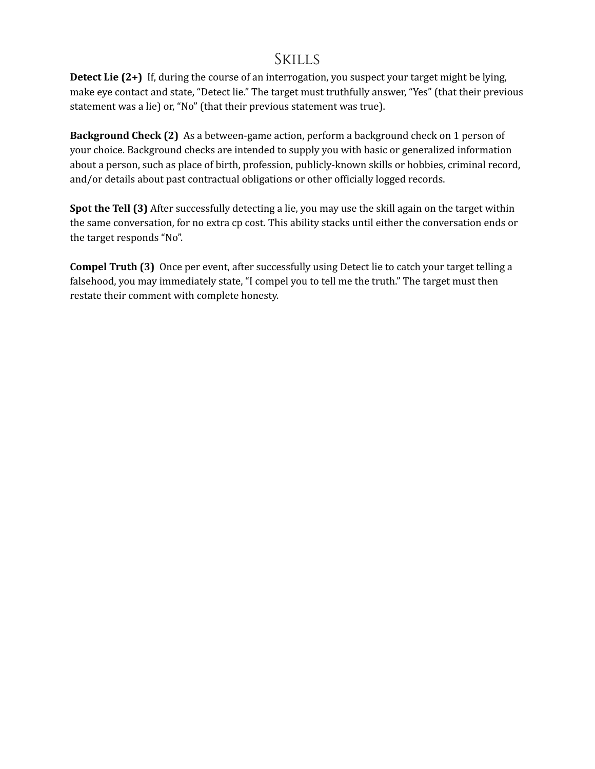# Skills

**Detect Lie (2+)** If, during the course of an interrogation, you suspect your target might be lying, make eye contact and state, “Detect lie.” The target must truthfully answer, “Yes” (that their previous statement was a lie) or, “No” (that their previous statement was true).

**Background Check (2)** As a between-game action, perform a background check on 1 person of your choice. Background checks are intended to supply you with basic or generalized information about a person, such as place of birth, profession, publicly-known skills or hobbies, criminal record, and/or details about past contractual obligations or other officially logged records.

**Spot the Tell (3)** After successfully detecting a lie, you may use the skill again on the target within the same conversation, for no extra cp cost. This ability stacks until either the conversation ends or the target responds “No”.

**Compel Truth (3)** Once per event, after successfully using Detect lie to catch your target telling a falsehood, you may immediately state, “I compel you to tell me the truth.” The target must then restate their comment with complete honesty.